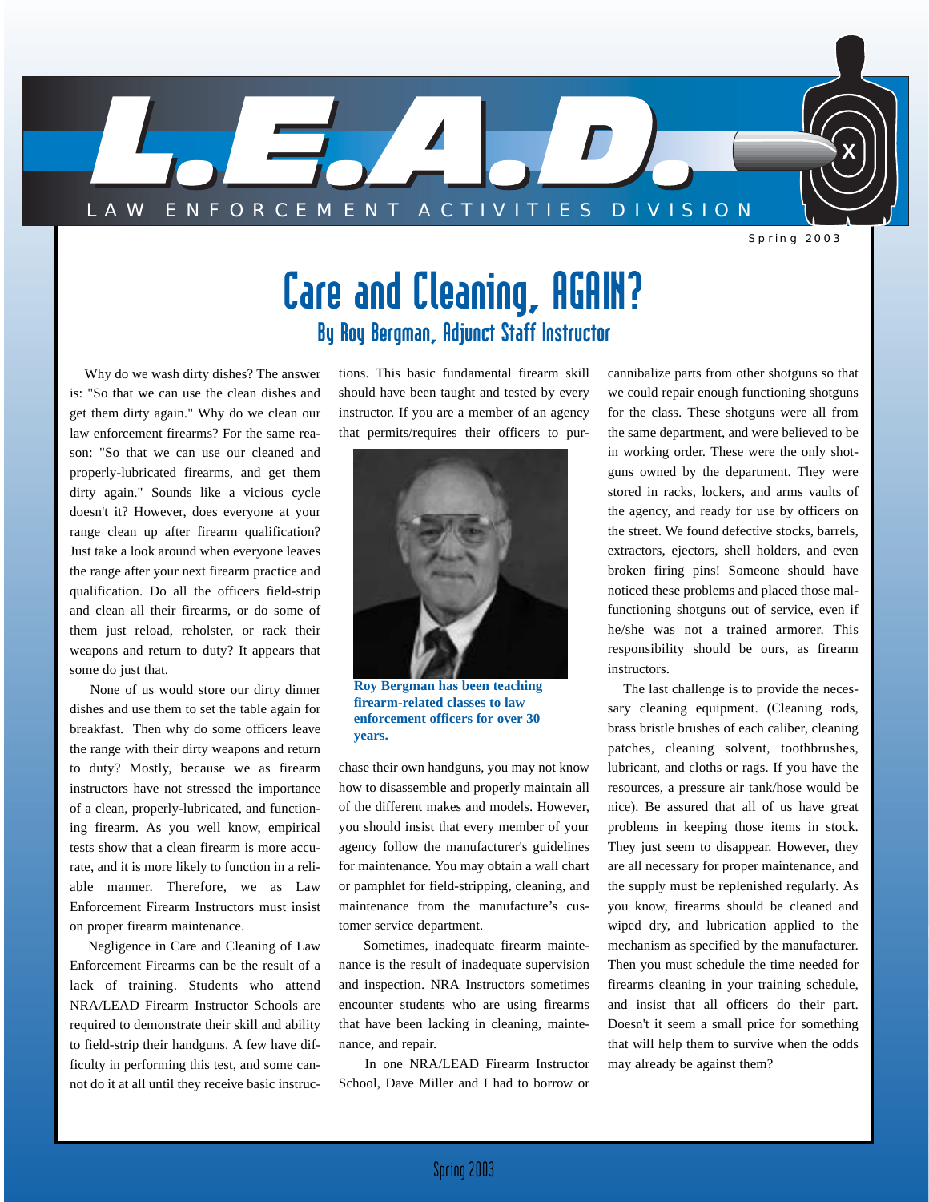// L.E.A.D.

LAW ENFORCEMENT ACTIVITIES DIVISION

Spring 2003

# Care and Cleaning, AGAIN?

## By Roy Bergman, Adjunct Staff Instructor

Why do we wash dirty dishes? The answer is: "So that we can use the clean dishes and get them dirty again." Why do we clean our law enforcement firearms? For the same reason: "So that we can use our cleaned and properly-lubricated firearms, and get them dirty again." Sounds like a vicious cycle doesn't it? However, does everyone at your range clean up after firearm qualification? Just take a look around when everyone leaves the range after your next firearm practice and qualification. Do all the officers field-strip and clean all their firearms, or do some of them just reload, reholster, or rack their weapons and return to duty? It appears that some do just that.

None of us would store our dirty dinner dishes and use them to set the table again for breakfast. Then why do some officers leave the range with their dirty weapons and return to duty? Mostly, because we as firearm instructors have not stressed the importance of a clean, properly-lubricated, and functioning firearm. As you well know, empirical tests show that a clean firearm is more accurate, and it is more likely to function in a reliable manner. Therefore, we as Law Enforcement Firearm Instructors must insist on proper firearm maintenance.

Negligence in Care and Cleaning of Law Enforcement Firearms can be the result of a lack of training. Students who attend NRA/LEAD Firearm Instructor Schools are required to demonstrate their skill and ability to field-strip their handguns. A few have difficulty in performing this test, and some cannot do it at all until they receive basic instructions. This basic fundamental firearm skill should have been taught and tested by every instructor. If you are a member of an agency that permits/requires their officers to purchase their own handguns, you may not know how to disassemble and properly maintain all of the different makes and models. However, you should insist that every member of your agency follow the manufacturer's guidelines for maintenance. You may obtain a wall chart or pamphlet for field-stripping, cleaning, and maintenance from the manufacture's customer service department.

**Roy Bergman has been teaching firearm-related classes to law enforcement officers for over 30 years.**

Sometimes, inadequate firearm maintenance is the result of inadequate supervision and inspection. NRA Instructors sometimes encounter students who are using firearms that have been lacking in cleaning, maintenance, and repair.

In one NRA/LEAD Firearm Instructor School, Dave Miller and I had to borrow or cannibalize parts from other shotguns so that we could repair enough functioning shotguns for the class. These shotguns were all from the same department, and were believed to be in working order. These were the only shotguns owned by the department. They were stored in racks, lockers, and arms vaults of the agency, and ready for use by officers on the street. We found defective stocks, barrels, extractors, ejectors, shell holders, and even broken firing pins! Someone should have noticed these problems and placed those malfunctioning shotguns out of service, even if he/she was not a trained armorer. This responsibility should be ours, as firearm instructors.

The last challenge is to provide the necessary cleaning equipment. (Cleaning rods, brass bristle brushes of each caliber, cleaning patches, cleaning solvent, toothbrushes, lubricant, and cloths or rags. If you have the resources, a pressure air tank/hose would be nice). Be assured that all of us have great problems in keeping those items in stock. They just seem to disappear. However, they are all necessary for proper maintenance, and the supply must be replenished regularly. As you know, firearms should be cleaned and wiped dry, and lubrication applied to the mechanism as specified by the manufacturer. Then you must schedule the time needed for firearms cleaning in your training schedule, and insist that all officers do their part. Doesn't it seem a small price for something that will help them to survive when the odds may already be against them?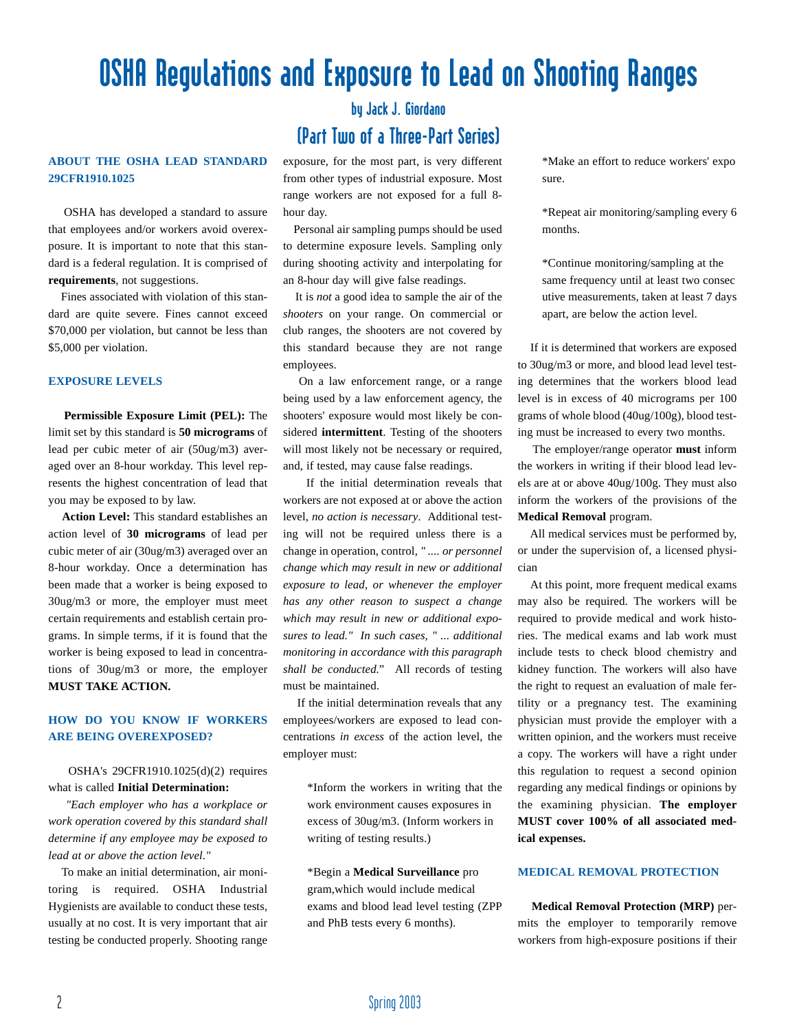# OSHA Regulations and Exposure to Lead on Shooting Ranges

by Jack J. Giordano

(Part Two of a Three-Part Series)

## ABOUT THE OSHA LEAD STANDARD 29CFR1910.1025

OSHA has developed a standard to assure that employees and/or workers avoid overexposure. It is important to note that this standard is a federal regulation. It is comprised of **requirements**, not suggestions.

Fines associated with violation of this standard are quite severe. Fines cannot exceed $70,000 per violation, but cannot be less than $5,000 per violation.

## EXPOSURE LEVELS

**Permissible Exposure Limit (PEL):** The limit set by this standard is **50 micrograms** of lead per cubic meter of air (50ug/m3) averaged over an 8-hour workday. This level represents the highest concentration of lead that you may be exposed to by law.

**Action Level:** This standard establishes an action level of **30 micrograms** of lead per cubic meter of air (30ug/m3) averaged over an 8-hour workday. Once a determination has been made that a worker is being exposed to 30ug/m3 or more, the employer must meet certain requirements and establish certain programs. In simple terms, if it is found that the worker is being exposed to lead in concentrations of 30ug/m3 or more, the employer **MUST TAKE ACTION.**

## HOW DO YOU KNOW IF WORKERS ARE BEING OVEREXPOSED?

OSHA's 29CFR1910.1025(d)(2) requires what is called **Initial Determination:**

*"Each employer who has a workplace or work operation covered by this standard shall determine if any employee may be exposed to lead at or above the action level."*

To make an initial determination, air monitoring is required. OSHA Industrial Hygienists are available to conduct these tests, usually at no cost. It is very important that air testing be conducted properly. Shooting range exposure, for the most part, is very different from other types of industrial exposure. Most range workers are not exposed for a full 8-hour day.

Personal air sampling pumps should be used to determine exposure levels. Sampling only during shooting activity and interpolating for an 8-hour day will give false readings.

It is *not* a good idea to sample the air of the *shooters* on your range. On commercial or club ranges, the shooters are not covered by this standard because they are not range employees.

On a law enforcement range, or a range being used by a law enforcement agency, the shooters' exposure would most likely be considered **intermittent**. Testing of the shooters will most likely not be necessary or required, and, if tested, may cause false readings.

If the initial determination reveals that workers are not exposed at or above the action level, *no action is necessary*. Additional testing will not be required unless there is a change in operation, control, *" .... or personnel change which may result in new or additional exposure to lead, or whenever the employer has any other reason to suspect a change which may result in new or additional exposures to lead." In such cases, " ... additional monitoring in accordance with this paragraph shall be conducted.*" All records of testing must be maintained.

If the initial determination reveals that any employees/workers are exposed to lead concentrations *in excess* of the action level, the employer must:

*Inform the workers in writing that the work environment causes exposures in excess of 30ug/m3. (Inform workers in writing of testing results.)

*Begin a **Medical Surveillance** program,which would include medical exams and blood lead level testing (ZPP and PbB tests every 6 months).

*Make an effort to reduce workers' exposure.

*Repeat air monitoring/sampling every 6 months.

*Continue monitoring/sampling at the same frequency until at least two consecutive measurements, taken at least 7 days apart, are below the action level.

If it is determined that workers are exposed to 30ug/m3 or more, and blood lead level testing determines that the workers blood lead level is in excess of 40 micrograms per 100 grams of whole blood (40ug/100g), blood testing must be increased to every two months.

The employer/range operator **must** inform the workers in writing if their blood lead levels are at or above 40ug/100g. They must also inform the workers of the provisions of the **Medical Removal** program.

All medical services must be performed by, or under the supervision of, a licensed physician

At this point, more frequent medical exams may also be required. The workers will be required to provide medical and work histories. The medical exams and lab work must include tests to check blood chemistry and kidney function. The workers will also have the right to request an evaluation of male fertility or a pregnancy test. The examining physician must provide the employer with a written opinion, and the workers must receive a copy. The workers will have a right under this regulation to request a second opinion regarding any medical findings or opinions by the examining physician. **The employer MUST cover 100% of all associated medical expenses.**

## MEDICAL REMOVAL PROTECTION

**Medical Removal Protection (MRP)** permits the employer to temporarily remove workers from high-exposure positions if their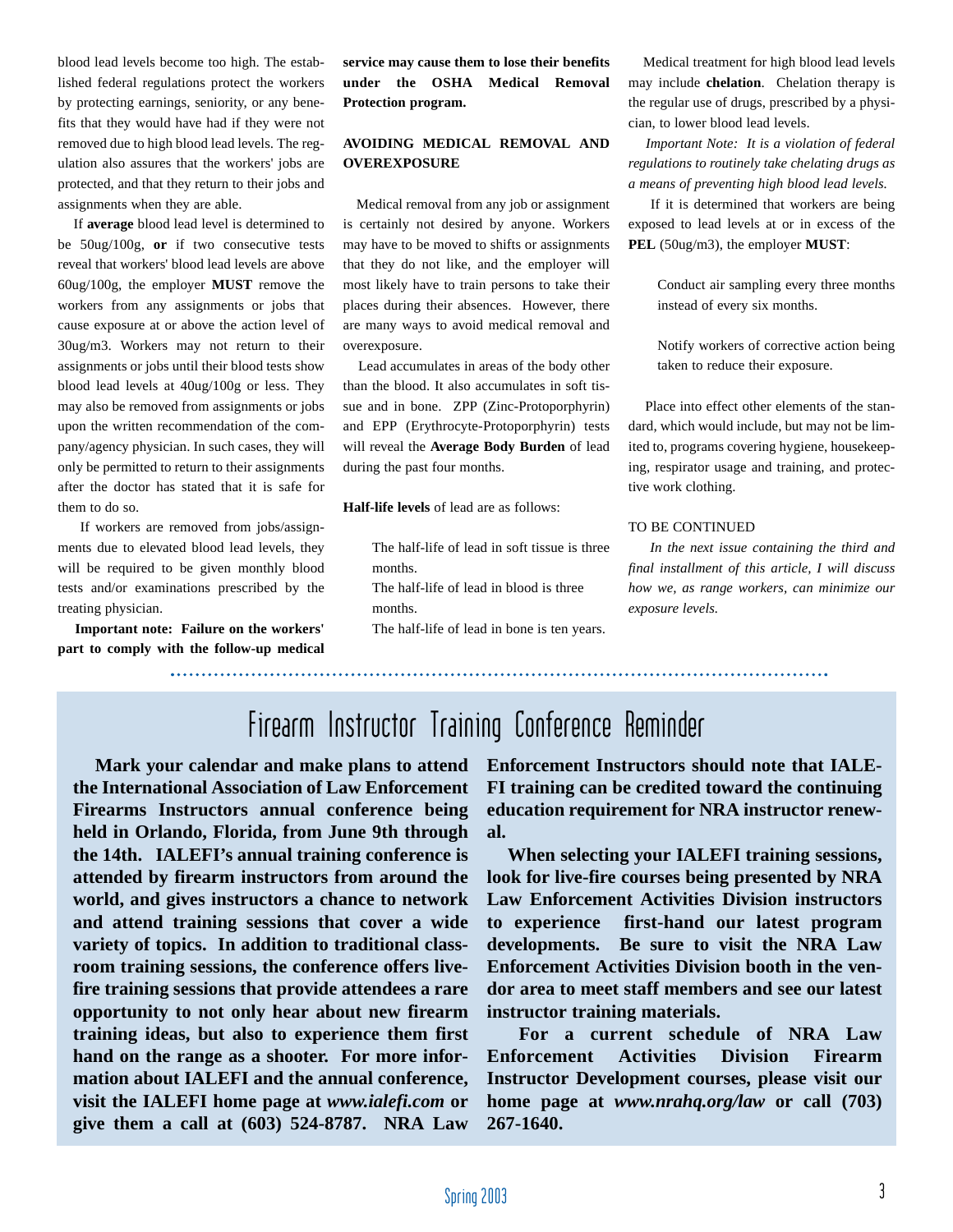blood lead levels become too high. The established federal regulations protect the workers by protecting earnings, seniority, or any benefits that they would have had if they were not removed due to high blood lead levels. The regulation also assures that the workers' jobs are protected, and that they return to their jobs and assignments when they are able.

If **average** blood lead level is determined to be 50ug/100g, **or** if two consecutive tests reveal that workers' blood lead levels are above 60ug/100g, the employer **MUST** remove the workers from any assignments or jobs that cause exposure at or above the action level of 30ug/m3. Workers may not return to their assignments or jobs until their blood tests show blood lead levels at 40ug/100g or less. They may also be removed from assignments or jobs upon the written recommendation of the company/agency physician. In such cases, they will only be permitted to return to their assignments after the doctor has stated that it is safe for them to do so.

If workers are removed from jobs/assignments due to elevated blood lead levels, they will be required to be given monthly blood tests and/or examinations prescribed by the treating physician.

**Important note: Failure on the workers' part to comply with the follow-up medical service may cause them to lose their benefits under the OSHA Medical Removal Protection program.**

**AVOIDING MEDICAL REMOVAL AND OVEREXPOSURE**

Medical removal from any job or assignment is certainly not desired by anyone. Workers may have to be moved to shifts or assignments that they do not like, and the employer will most likely have to train persons to take their places during their absences. However, there are many ways to avoid medical removal and overexposure.

Lead accumulates in areas of the body other than the blood. It also accumulates in soft tissue and in bone. ZPP (Zinc-Protoporphyrin) and EPP (Erythrocyte-Protoporphyrin) tests will reveal the **Average Body Burden** of lead during the past four months.

**Half-life levels** of lead are as follows:

The half-life of lead in soft tissue is three months.
The half-life of lead in blood is three months.
The half-life of lead in bone is ten years.

Medical treatment for high blood lead levels may include **chelation**. Chelation therapy is the regular use of drugs, prescribed by a physician, to lower blood lead levels.

*Important Note: It is a violation of federal regulations to routinely take chelating drugs as a means of preventing high blood lead levels.*

If it is determined that workers are being exposed to lead levels at or in excess of the **PEL** (50ug/m3), the employer **MUST**:

Conduct air sampling every three months instead of every six months.

Notify workers of corrective action being taken to reduce their exposure.

Place into effect other elements of the standard, which would include, but may not be limited to, programs covering hygiene, housekeeping, respirator usage and training, and protective work clothing.

TO BE CONTINUED

*In the next issue containing the third and final installment of this article, I will discuss how we, as range workers, can minimize our exposure levels.*

# Firearm Instructor Training Conference Reminder

**Mark your calendar and make plans to attend the International Association of Law Enforcement Firearms Instructors annual conference being held in Orlando, Florida, from June 9th through the 14th. IALEFI's annual training conference is attended by firearm instructors from around the world, and gives instructors a chance to network and attend training sessions that cover a wide variety of topics. In addition to traditional classroom training sessions, the conference offers live-fire training sessions that provide attendees a rare opportunity to not only hear about new firearm training ideas, but also to experience them first hand on the range as a shooter. For more information about IALEFI and the annual conference, visit the IALEFI home page at *www.ialefi.com* or give them a call at (603) 524-8787. NRA Law Enforcement Instructors should note that IALEFI training can be credited toward the continuing education requirement for NRA instructor renewal.**

**When selecting your IALEFI training sessions, look for live-fire courses being presented by NRA Law Enforcement Activities Division instructors to experience first-hand our latest program developments. Be sure to visit the NRA Law Enforcement Activities Division booth in the vendor area to meet staff members and see our latest instructor training materials.**

**For a current schedule of NRA Law Enforcement Activities Division Firearm Instructor Development courses, please visit our home page at *www.nrahq.org/law* or call (703) 267-1640.**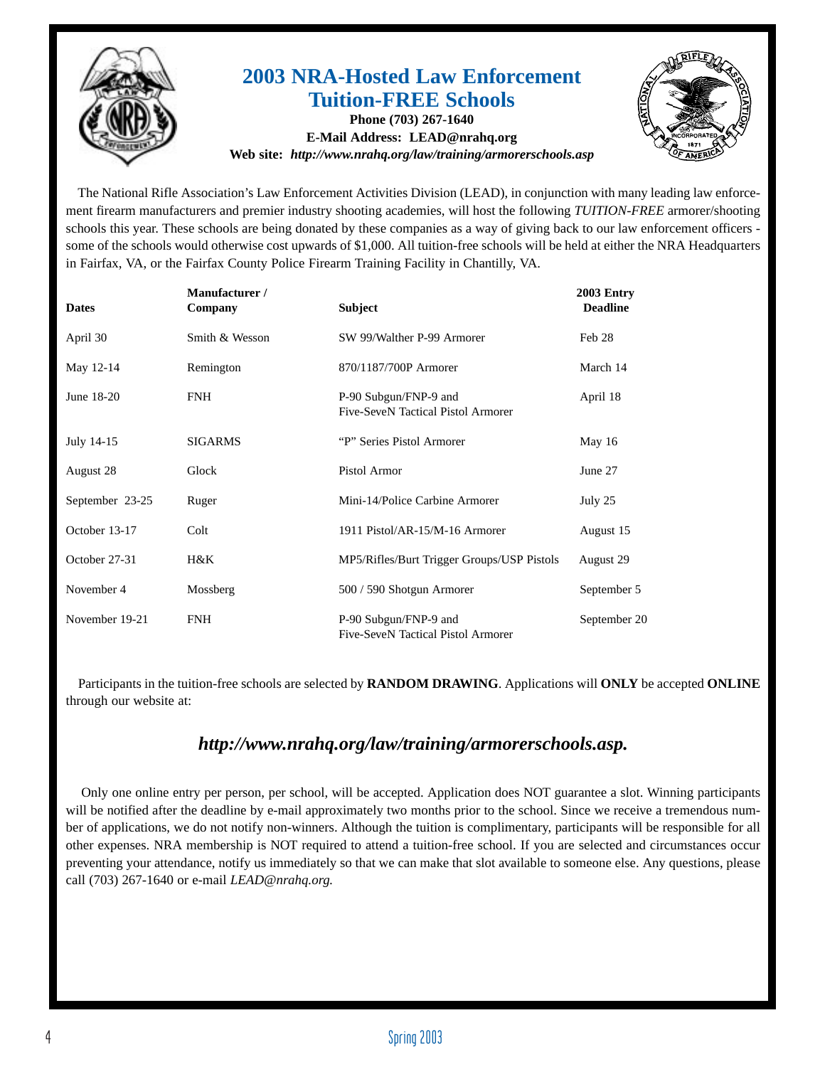# 2003 NRA-Hosted Law Enforcement Tuition-FREE Schools

**Phone (703) 267-1640**
**E-Mail Address: LEAD@nrahq.org**
**Web site:** ***http://www.nrahq.org/law/training/armorerschools.asp***

The National Rifle Association's Law Enforcement Activities Division (LEAD), in conjunction with many leading law enforcement firearm manufacturers and premier industry shooting academies, will host the following *TUITION-FREE* armorer/shooting schools this year. These schools are being donated by these companies as a way of giving back to our law enforcement officers - some of the schools would otherwise cost upwards of $1,000. All tuition-free schools will be held at either the NRA Headquarters in Fairfax, VA, or the Fairfax County Police Firearm Training Facility in Chantilly, VA.

| Dates | Manufacturer / Company | Subject | 2003 Entry Deadline |
|---|---|---|---|
| April 30 | Smith & Wesson | SW 99/Walther P-99 Armorer | Feb 28 |
| May 12-14 | Remington | 870/1187/700P Armorer | March 14 |
| June 18-20 | FNH | P-90 Subgun/FNP-9 and Five-SeveN Tactical Pistol Armorer | April 18 |
| July 14-15 | SIGARMS | "P" Series Pistol Armorer | May 16 |
| August 28 | Glock | Pistol Armor | June 27 |
| September 23-25 | Ruger | Mini-14/Police Carbine Armorer | July 25 |
| October 13-17 | Colt | 1911 Pistol/AR-15/M-16 Armorer | August 15 |
| October 27-31 | H&K | MP5/Rifles/Burt Trigger Groups/USP Pistols | August 29 |
| November 4 | Mossberg | 500 / 590 Shotgun Armorer | September 5 |
| November 19-21 | FNH | P-90 Subgun/FNP-9 and Five-SeveN Tactical Pistol Armorer | September 20 |

Participants in the tuition-free schools are selected by **RANDOM DRAWING**. Applications will **ONLY** be accepted **ONLINE** through our website at:

***http://www.nrahq.org/law/training/armorerschools.asp.***

Only one online entry per person, per school, will be accepted. Application does NOT guarantee a slot. Winning participants will be notified after the deadline by e-mail approximately two months prior to the school. Since we receive a tremendous number of applications, we do not notify non-winners. Although the tuition is complimentary, participants will be responsible for all other expenses. NRA membership is NOT required to attend a tuition-free school. If you are selected and circumstances occur preventing your attendance, notify us immediately so that we can make that slot available to someone else. Any questions, please call (703) 267-1640 or e-mail *LEAD@nrahq.org.*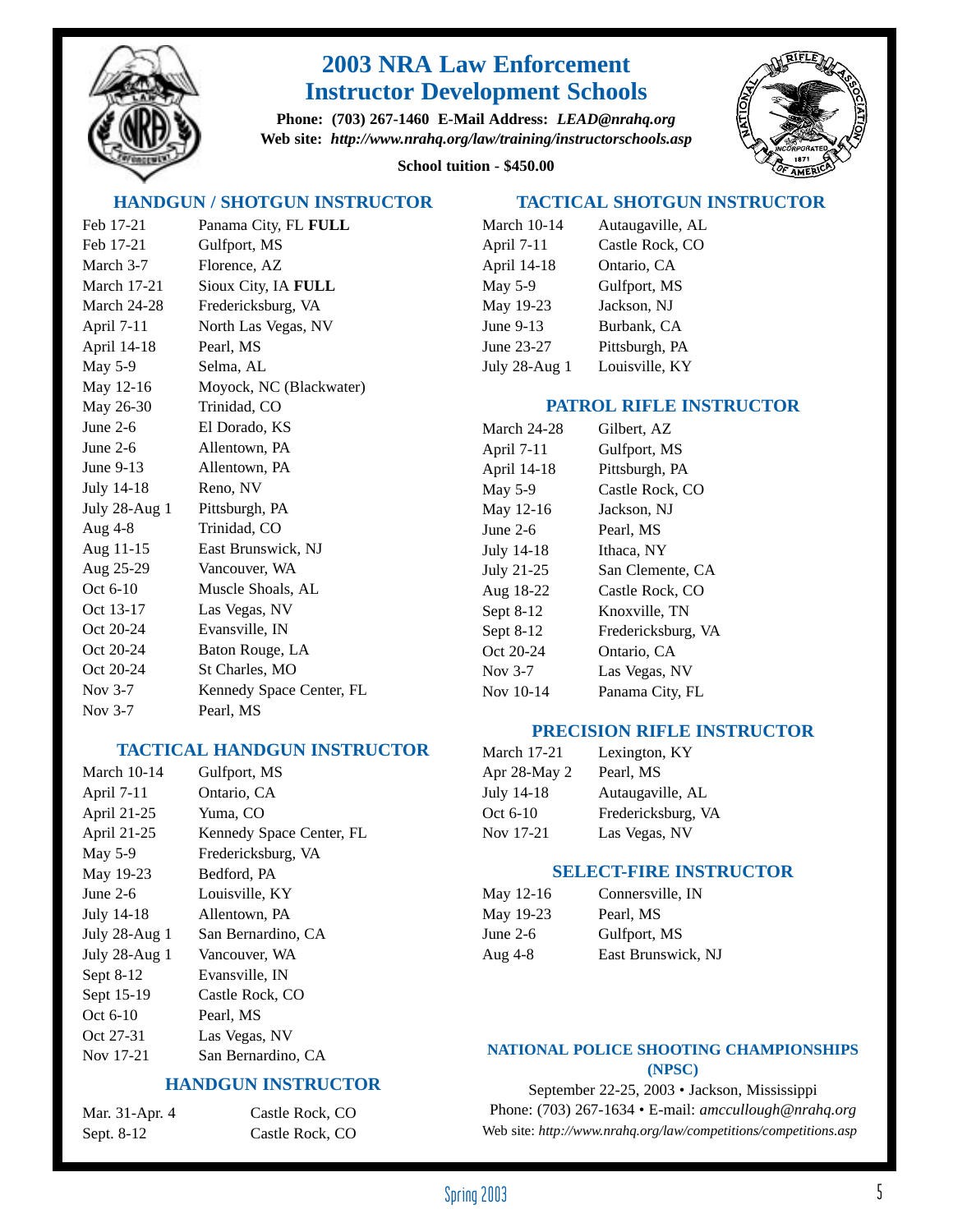# 2003 NRA Law Enforcement Instructor Development Schools

**Phone: (703) 267-1460 E-Mail Address:** ***LEAD@nrahq.org***
**Web site:** ***http://www.nrahq.org/law/training/instructorschools.asp***

**School tuition - $450.00**

## HANDGUN / SHOTGUN INSTRUCTOR

| Date | Location |
|---|---|
| Feb 17-21 | Panama City, FL **FULL** |
| Feb 17-21 | Gulfport, MS |
| March 3-7 | Florence, AZ |
| March 17-21 | Sioux City, IA **FULL** |
| March 24-28 | Fredericksburg, VA |
| April 7-11 | North Las Vegas, NV |
| April 14-18 | Pearl, MS |
| May 5-9 | Selma, AL |
| May 12-16 | Moyock, NC (Blackwater) |
| May 26-30 | Trinidad, CO |
| June 2-6 | El Dorado, KS |
| June 2-6 | Allentown, PA |
| June 9-13 | Allentown, PA |
| July 14-18 | Reno, NV |
| July 28-Aug 1 | Pittsburgh, PA |
| Aug 4-8 | Trinidad, CO |
| Aug 11-15 | East Brunswick, NJ |
| Aug 25-29 | Vancouver, WA |
| Oct 6-10 | Muscle Shoals, AL |
| Oct 13-17 | Las Vegas, NV |
| Oct 20-24 | Evansville, IN |
| Oct 20-24 | Baton Rouge, LA |
| Oct 20-24 | St Charles, MO |
| Nov 3-7 | Kennedy Space Center, FL |
| Nov 3-7 | Pearl, MS |

## TACTICAL HANDGUN INSTRUCTOR

| Date | Location |
|---|---|
| March 10-14 | Gulfport, MS |
| April 7-11 | Ontario, CA |
| April 21-25 | Yuma, CO |
| April 21-25 | Kennedy Space Center, FL |
| May 5-9 | Fredericksburg, VA |
| May 19-23 | Bedford, PA |
| June 2-6 | Louisville, KY |
| July 14-18 | Allentown, PA |
| July 28-Aug 1 | San Bernardino, CA |
| July 28-Aug 1 | Vancouver, WA |
| Sept 8-12 | Evansville, IN |
| Sept 15-19 | Castle Rock, CO |
| Oct 6-10 | Pearl, MS |
| Oct 27-31 | Las Vegas, NV |
| Nov 17-21 | San Bernardino, CA |

## HANDGUN INSTRUCTOR

| Date | Location |
|---|---|
| Mar. 31-Apr. 4 | Castle Rock, CO |
| Sept. 8-12 | Castle Rock, CO |

## TACTICAL SHOTGUN INSTRUCTOR

| Date | Location |
|---|---|
| March 10-14 | Autaugaville, AL |
| April 7-11 | Castle Rock, CO |
| April 14-18 | Ontario, CA |
| May 5-9 | Gulfport, MS |
| May 19-23 | Jackson, NJ |
| June 9-13 | Burbank, CA |
| June 23-27 | Pittsburgh, PA |
| July 28-Aug 1 | Louisville, KY |

## PATROL RIFLE INSTRUCTOR

| Date | Location |
|---|---|
| March 24-28 | Gilbert, AZ |
| April 7-11 | Gulfport, MS |
| April 14-18 | Pittsburgh, PA |
| May 5-9 | Castle Rock, CO |
| May 12-16 | Jackson, NJ |
| June 2-6 | Pearl, MS |
| July 14-18 | Ithaca, NY |
| July 21-25 | San Clemente, CA |
| Aug 18-22 | Castle Rock, CO |
| Sept 8-12 | Knoxville, TN |
| Sept 8-12 | Fredericksburg, VA |
| Oct 20-24 | Ontario, CA |
| Nov 3-7 | Las Vegas, NV |
| Nov 10-14 | Panama City, FL |

## PRECISION RIFLE INSTRUCTOR

| Date | Location |
|---|---|
| March 17-21 | Lexington, KY |
| Apr 28-May 2 | Pearl, MS |
| July 14-18 | Autaugaville, AL |
| Oct 6-10 | Fredericksburg, VA |
| Nov 17-21 | Las Vegas, NV |

## SELECT-FIRE INSTRUCTOR

| Date | Location |
|---|---|
| May 12-16 | Connersville, IN |
| May 19-23 | Pearl, MS |
| June 2-6 | Gulfport, MS |
| Aug 4-8 | East Brunswick, NJ |

## NATIONAL POLICE SHOOTING CHAMPIONSHIPS (NPSC)

September 22-25, 2003 • Jackson, Mississippi
Phone: (703) 267-1634 • E-mail: *amccullough@nrahq.org*
Web site: *http://www.nrahq.org/law/competitions/competitions.asp*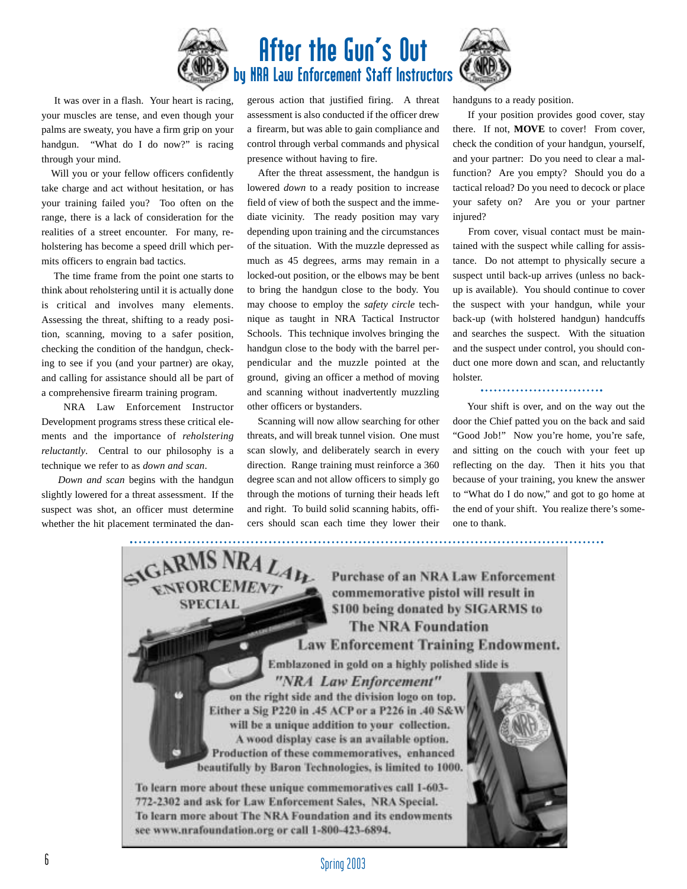# After the Gun's Out

## by NRA Law Enforcement Staff Instructors

It was over in a flash. Your heart is racing, your muscles are tense, and even though your palms are sweaty, you have a firm grip on your handgun. "What do I do now?" is racing through your mind.

Will you or your fellow officers confidently take charge and act without hesitation, or has your training failed you? Too often on the range, there is a lack of consideration for the realities of a street encounter. For many, reholstering has become a speed drill which permits officers to engrain bad tactics.

The time frame from the point one starts to think about reholstering until it is actually done is critical and involves many elements. Assessing the threat, shifting to a ready position, scanning, moving to a safer position, checking the condition of the handgun, checking to see if you (and your partner) are okay, and calling for assistance should all be part of a comprehensive firearm training program.

NRA Law Enforcement Instructor Development programs stress these critical elements and the importance of *reholstering reluctantly*. Central to our philosophy is a technique we refer to as *down and scan*.

*Down and scan* begins with the handgun slightly lowered for a threat assessment. If the suspect was shot, an officer must determine whether the hit placement terminated the dangerous action that justified firing. A threat assessment is also conducted if the officer drew a firearm, but was able to gain compliance and control through verbal commands and physical presence without having to fire.

After the threat assessment, the handgun is lowered *down* to a ready position to increase field of view of both the suspect and the immediate vicinity. The ready position may vary depending upon training and the circumstances of the situation. With the muzzle depressed as much as 45 degrees, arms may remain in a locked-out position, or the elbows may be bent to bring the handgun close to the body. You may choose to employ the *safety circle* technique as taught in NRA Tactical Instructor Schools. This technique involves bringing the handgun close to the body with the barrel perpendicular and the muzzle pointed at the ground, giving an officer a method of moving and scanning without inadvertently muzzling other officers or bystanders.

Scanning will now allow searching for other threats, and will break tunnel vision. One must scan slowly, and deliberately search in every direction. Range training must reinforce a 360 degree scan and not allow officers to simply go through the motions of turning their heads left and right. To build solid scanning habits, officers should scan each time they lower their handguns to a ready position.

If your position provides good cover, stay there. If not, **MOVE** to cover! From cover, check the condition of your handgun, yourself, and your partner: Do you need to clear a malfunction? Are you empty? Should you do a tactical reload? Do you need to decock or place your safety on? Are you or your partner injured?

From cover, visual contact must be maintained with the suspect while calling for assistance. Do not attempt to physically secure a suspect until back-up arrives (unless no back-up is available). You should continue to cover the suspect with your handgun, while your back-up (with holstered handgun) handcuffs and searches the suspect. With the situation and the suspect under control, you should conduct one more down and scan, and reluctantly holster.

Your shift is over, and on the way out the door the Chief patted you on the back and said "Good Job!" Now you're home, you're safe, and sitting on the couch with your feet up reflecting on the day. Then it hits you that because of your training, you knew the answer to "What do I do now," and got to go home at the end of your shift. You realize there's someone to thank.

---

**SIGARMS NRA LAW ENFORCEMENT SPECIAL**

**Purchase of an NRA Law Enforcement commemorative pistol will result in $100 being donated by SIGARMS to The NRA Foundation Law Enforcement Training Endowment.**

Emblazoned in gold on a highly polished slide is *"NRA Law Enforcement"* on the right side and the division logo on top. Either a Sig P220 in .45 ACP or a P226 in .40 S&W will be a unique addition to your collection. A wood display case is an available option. Production of these commemoratives, enhanced beautifully by Baron Technologies, is limited to 1000.

To learn more about these unique commemoratives call 1-603-772-2302 and ask for Law Enforcement Sales, NRA Special. To learn more about The NRA Foundation and its endowments see www.nrafoundation.org or call 1-800-423-6894.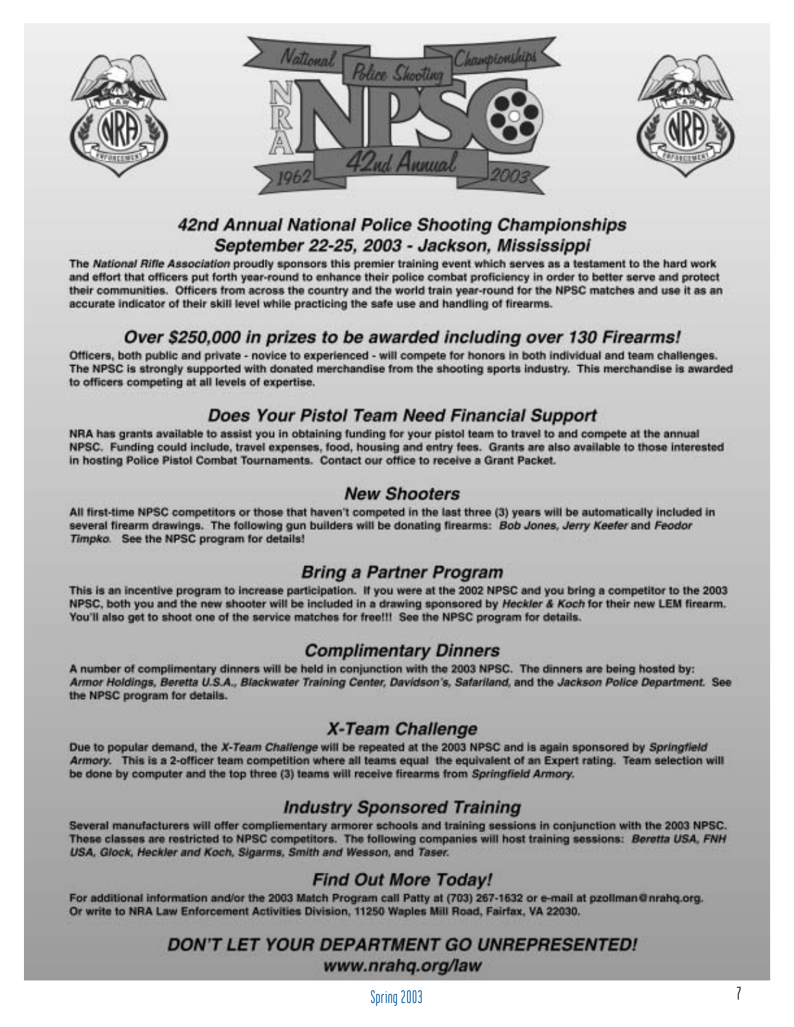## 42nd Annual National Police Shooting Championships
## September 22-25, 2003 - Jackson, Mississippi

The *National Rifle Association* proudly sponsors this premier training event which serves as a testament to the hard work and effort that officers put forth year-round to enhance their police combat proficiency in order to better serve and protect their communities. Officers from across the country and the world train year-round for the NPSC matches and use it as an accurate indicator of their skill level while practicing the safe use and handling of firearms.

### Over $250,000 in prizes to be awarded including over 130 Firearms!

Officers, both public and private - novice to experienced - will compete for honors in both individual and team challenges. The NPSC is strongly supported with donated merchandise from the shooting sports industry. This merchandise is awarded to officers competing at all levels of expertise.

### Does Your Pistol Team Need Financial Support

NRA has grants available to assist you in obtaining funding for your pistol team to travel to and compete at the annual NPSC. Funding could include, travel expenses, food, housing and entry fees. Grants are also available to those interested in hosting Police Pistol Combat Tournaments. Contact our office to receive a Grant Packet.

### New Shooters

All first-time NPSC competitors or those that haven't competed in the last three (3) years will be automatically included in several firearm drawings. The following gun builders will be donating firearms: *Bob Jones, Jerry Keefer* and *Feodor Timpko*. See the NPSC program for details!

### Bring a Partner Program

This is an incentive program to increase participation. If you were at the 2002 NPSC and you bring a competitor to the 2003 NPSC, both you and the new shooter will be included in a drawing sponsored by *Heckler & Koch* for their new LEM firearm. You'll also get to shoot one of the service matches for free!!! See the NPSC program for details.

### Complimentary Dinners

A number of complimentary dinners will be held in conjunction with the 2003 NPSC. The dinners are being hosted by: *Armor Holdings, Beretta U.S.A., Blackwater Training Center, Davidson's, Safariland,* and the *Jackson Police Department.* See the NPSC program for details.

### X-Team Challenge

Due to popular demand, the *X-Team Challenge* will be repeated at the 2003 NPSC and is again sponsored by *Springfield Armory.* This is a 2-officer team competition where all teams equal the equivalent of an Expert rating. Team selection will be done by computer and the top three (3) teams will receive firearms from *Springfield Armory.*

### Industry Sponsored Training

Several manufacturers will offer compliementary armorer schools and training sessions in conjunction with the 2003 NPSC. These classes are restricted to NPSC competitors. The following companies will host training sessions: *Beretta USA, FNH USA, Glock, Heckler and Koch, Sigarms, Smith and Wesson,* and *Taser.*

### Find Out More Today!

For additional information and/or the 2003 Match Program call Patty at (703) 267-1632 or e-mail at pzollman@nrahq.org. Or write to NRA Law Enforcement Activities Division, 11250 Waples Mill Road, Fairfax, VA 22030.

### DON'T LET YOUR DEPARTMENT GO UNREPRESENTED!
### www.nrahq.org/law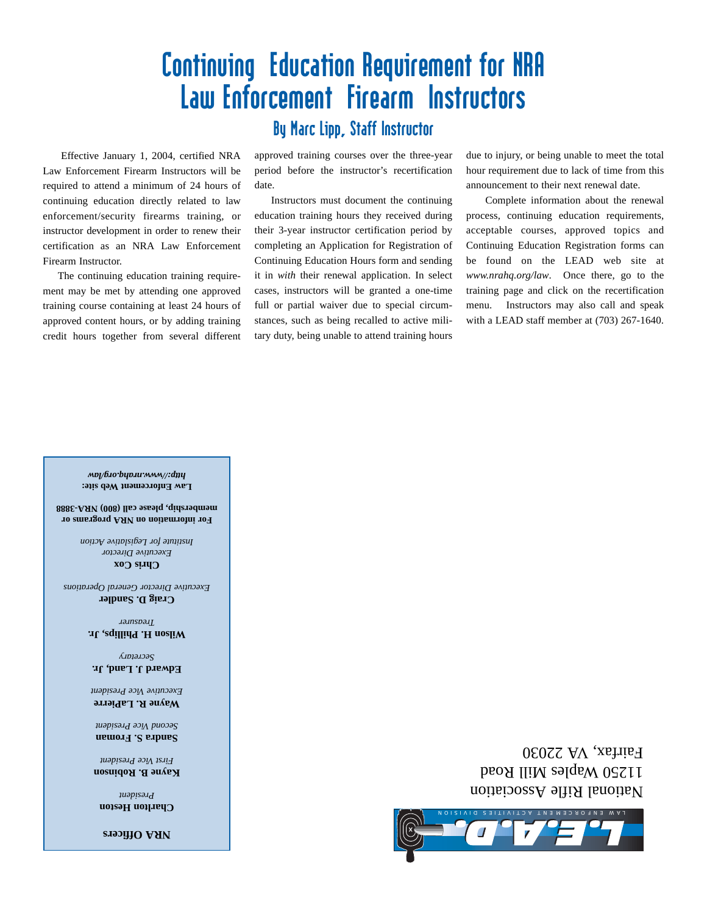# Continuing Education Requirement for NRA Law Enforcement Firearm Instructors

### By Marc Lipp, Staff Instructor

Effective January 1, 2004, certified NRA Law Enforcement Firearm Instructors will be required to attend a minimum of 24 hours of continuing education directly related to law enforcement/security firearms training, or instructor development in order to renew their certification as an NRA Law Enforcement Firearm Instructor.

The continuing education training requirement may be met by attending one approved training course containing at least 24 hours of approved content hours, or by adding training credit hours together from several different approved training courses over the three-year period before the instructor's recertification date.

Instructors must document the continuing education training hours they received during their 3-year instructor certification period by completing an Application for Registration of Continuing Education Hours form and sending it in *with* their renewal application. In select cases, instructors will be granted a one-time full or partial waiver due to special circumstances, such as being recalled to active military duty, being unable to attend training hours due to injury, or being unable to meet the total hour requirement due to lack of time from this announcement to their next renewal date.

Complete information about the renewal process, continuing education requirements, acceptable courses, approved topics and Continuing Education Registration forms can be found on the LEAD web site at *www.nrahq.org/law*. Once there, go to the training page and click on the recertification menu. Instructors may also call and speak with a LEAD staff member at (703) 267-1640.

**NRA Officers**

**Charlton Heston**
*President*

**Kayne B. Robinson**
*First Vice President*

**Sandra S. Froman**
*Second Vice President*

**Wayne R. LaPierre**
*Executive Vice President*

**Edward J. Land, Jr.**
*Secretary*

**Wilson H. Phillips, Jr.**
*Treasurer*

**Craig D. Sandler**
*Executive Director General Operations*

**Chris Cox**
*Executive Director*
*Institute for Legislative Action*

**For information on NRA programs or membership, please call (800) NRA-3888**

**Law Enforcement Web site:**
***http://www.nrahq.org/law***

L.E.A.D. LAW ENFORCEMENT ACTIVITIES DIVISION

National Rifle Association
11250 Waples Mill Road
Fairfax, VA 22030